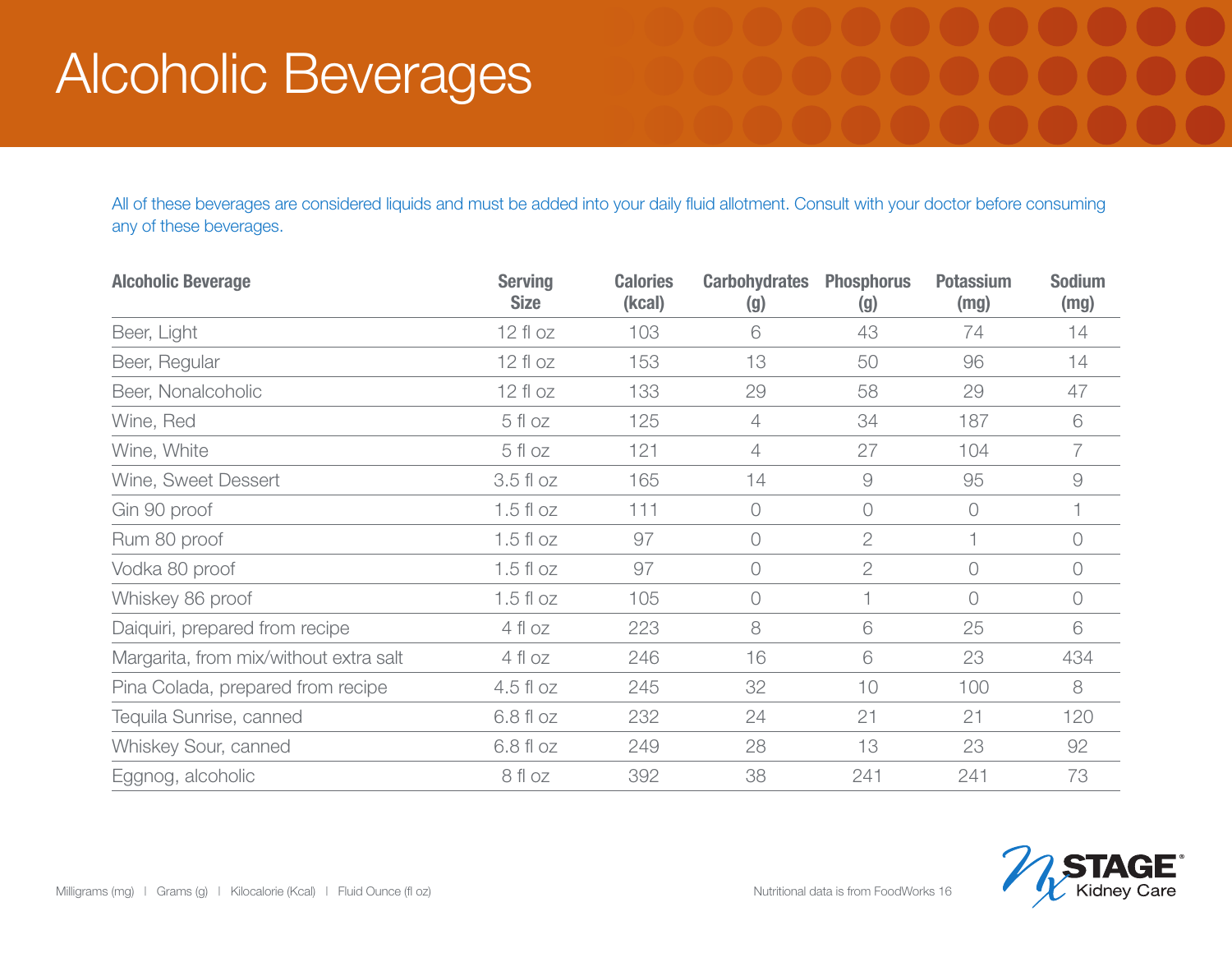# Alcoholic Beverages

All of these beverages are considered liquids and must be added into your daily fluid allotment. Consult with your doctor before consuming any of these beverages.

| Alcoholic Beverage | Serving Size | Calories (kcal) | Carbohydrates (g) | Phosphorus (g) | Potassium (mg) | Sodium (mg) |
|---|---|---|---|---|---|---|
| Beer, Light | 12 fl oz | 103 | 6 | 43 | 74 | 14 |
| Beer, Regular | 12 fl oz | 153 | 13 | 50 | 96 | 14 |
| Beer, Nonalcoholic | 12 fl oz | 133 | 29 | 58 | 29 | 47 |
| Wine, Red | 5 fl oz | 125 | 4 | 34 | 187 | 6 |
| Wine, White | 5 fl oz | 121 | 4 | 27 | 104 | 7 |
| Wine, Sweet Dessert | 3.5 fl oz | 165 | 14 | 9 | 95 | 9 |
| Gin 90 proof | 1.5 fl oz | 111 | 0 | 0 | 0 | 1 |
| Rum 80 proof | 1.5 fl oz | 97 | 0 | 2 | 1 | 0 |
| Vodka 80 proof | 1.5 fl oz | 97 | 0 | 2 | 0 | 0 |
| Whiskey 86 proof | 1.5 fl oz | 105 | 0 | 1 | 0 | 0 |
| Daiquiri, prepared from recipe | 4 fl oz | 223 | 8 | 6 | 25 | 6 |
| Margarita, from mix/without extra salt | 4 fl oz | 246 | 16 | 6 | 23 | 434 |
| Pina Colada, prepared from recipe | 4.5 fl oz | 245 | 32 | 10 | 100 | 8 |
| Tequila Sunrise, canned | 6.8 fl oz | 232 | 24 | 21 | 21 | 120 |
| Whiskey Sour, canned | 6.8 fl oz | 249 | 28 | 13 | 23 | 92 |
| Eggnog, alcoholic | 8 fl oz | 392 | 38 | 241 | 241 | 73 |

Milligrams (mg) | Grams (g) | Kilocalorie (Kcal) | Fluid Ounce (fl oz)

Nutritional data is from FoodWorks 16

NxSTAGE® Kidney Care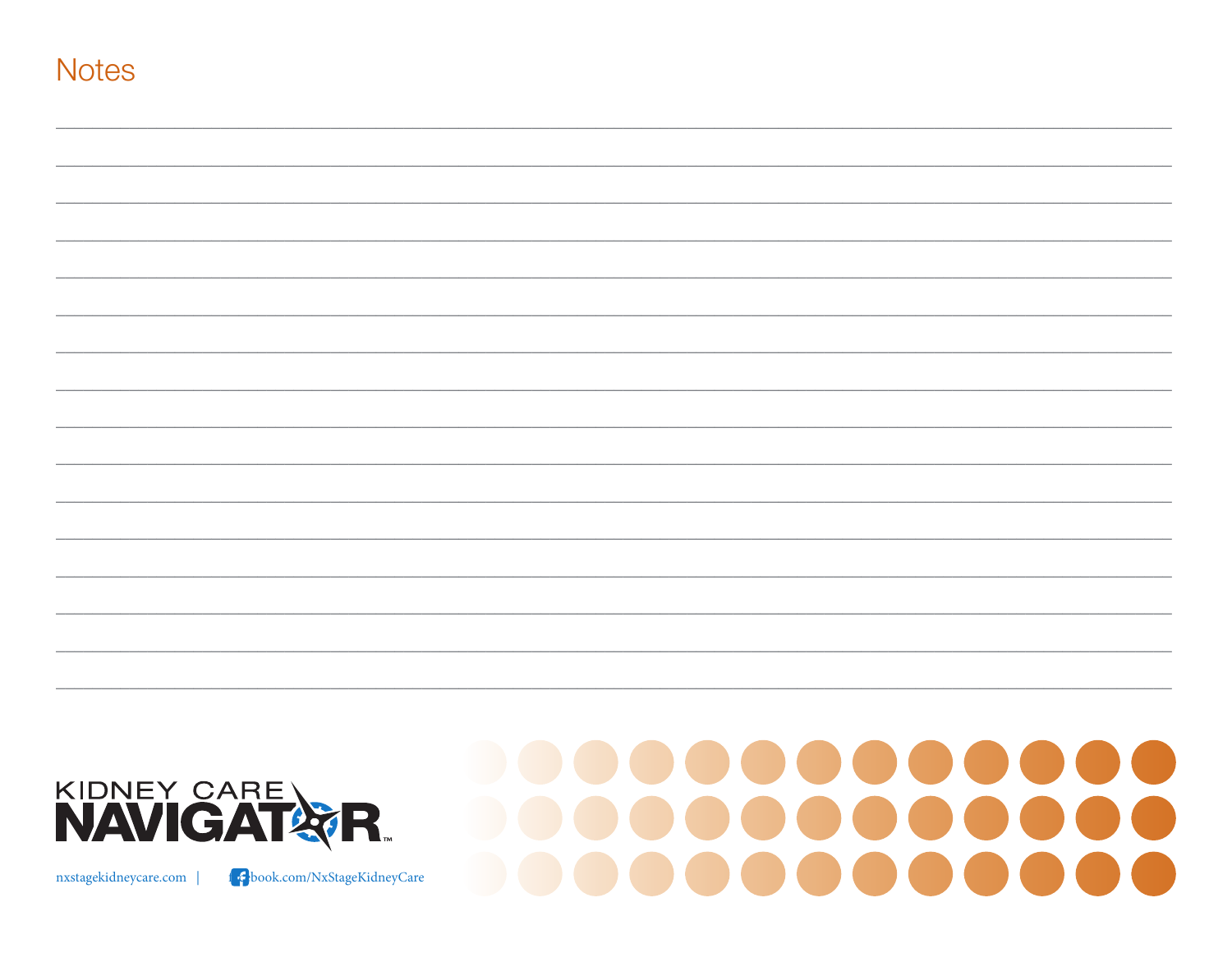## Notes

KIDNEY CARE NAVIGATOR™

nxstagekidneycare.com | facebook.com/NxStageKidneyCare